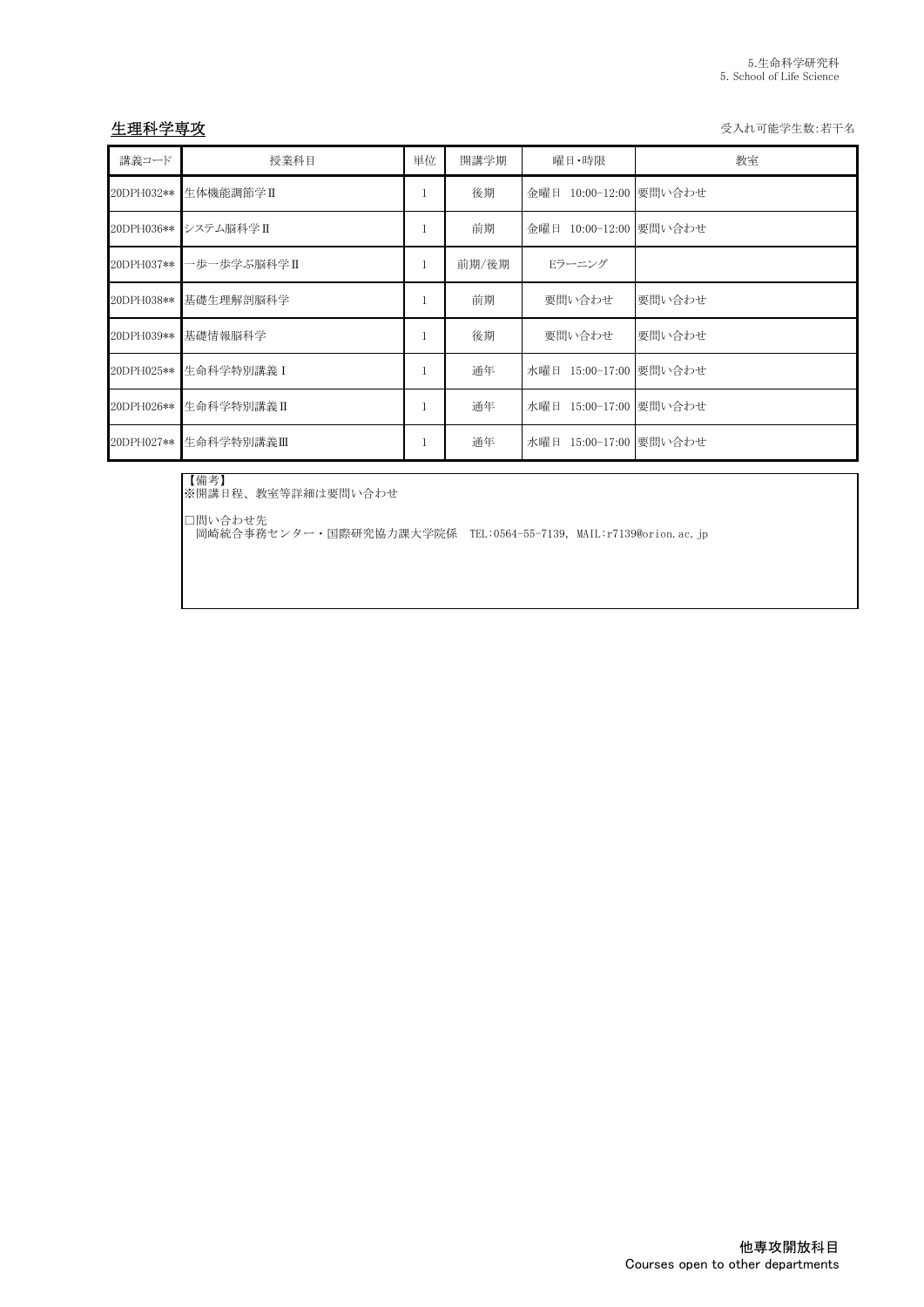5.生命科学研究科
5. School of Life Science

## 生理科学専攻

受入れ可能学生数:若干名

| 講義コード | 授業科目 | 単位 | 開講学期 | 曜日・時限 | 教室 |
|---|---|---|---|---|---|
| 20DPH032** | 生体機能調節学Ⅱ | 1 | 後期 | 金曜日 10:00-12:00 | 要問い合わせ |
| 20DPH036** | システム脳科学Ⅱ | 1 | 前期 | 金曜日 10:00-12:00 | 要問い合わせ |
| 20DPH037** | 一歩一歩学ぶ脳科学Ⅱ | 1 | 前期/後期 | Eラーニング | |
| 20DPH038** | 基礎生理解剖脳科学 | 1 | 前期 | 要問い合わせ | 要問い合わせ |
| 20DPH039** | 基礎情報脳科学 | 1 | 後期 | 要問い合わせ | 要問い合わせ |
| 20DPH025** | 生命科学特別講義Ⅰ | 1 | 通年 | 水曜日 15:00-17:00 | 要問い合わせ |
| 20DPH026** | 生命科学特別講義Ⅱ | 1 | 通年 | 水曜日 15:00-17:00 | 要問い合わせ |
| 20DPH027** | 生命科学特別講義Ⅲ | 1 | 通年 | 水曜日 15:00-17:00 | 要問い合わせ |

【備考】
※開講日程、教室等詳細は要問い合わせ

□問い合わせ先
岡崎統合事務センター・国際研究協力課大学院係　TEL:0564-55-7139, MAIL:r7139@orion.ac.jp

**他専攻開放科目**
Courses open to other departments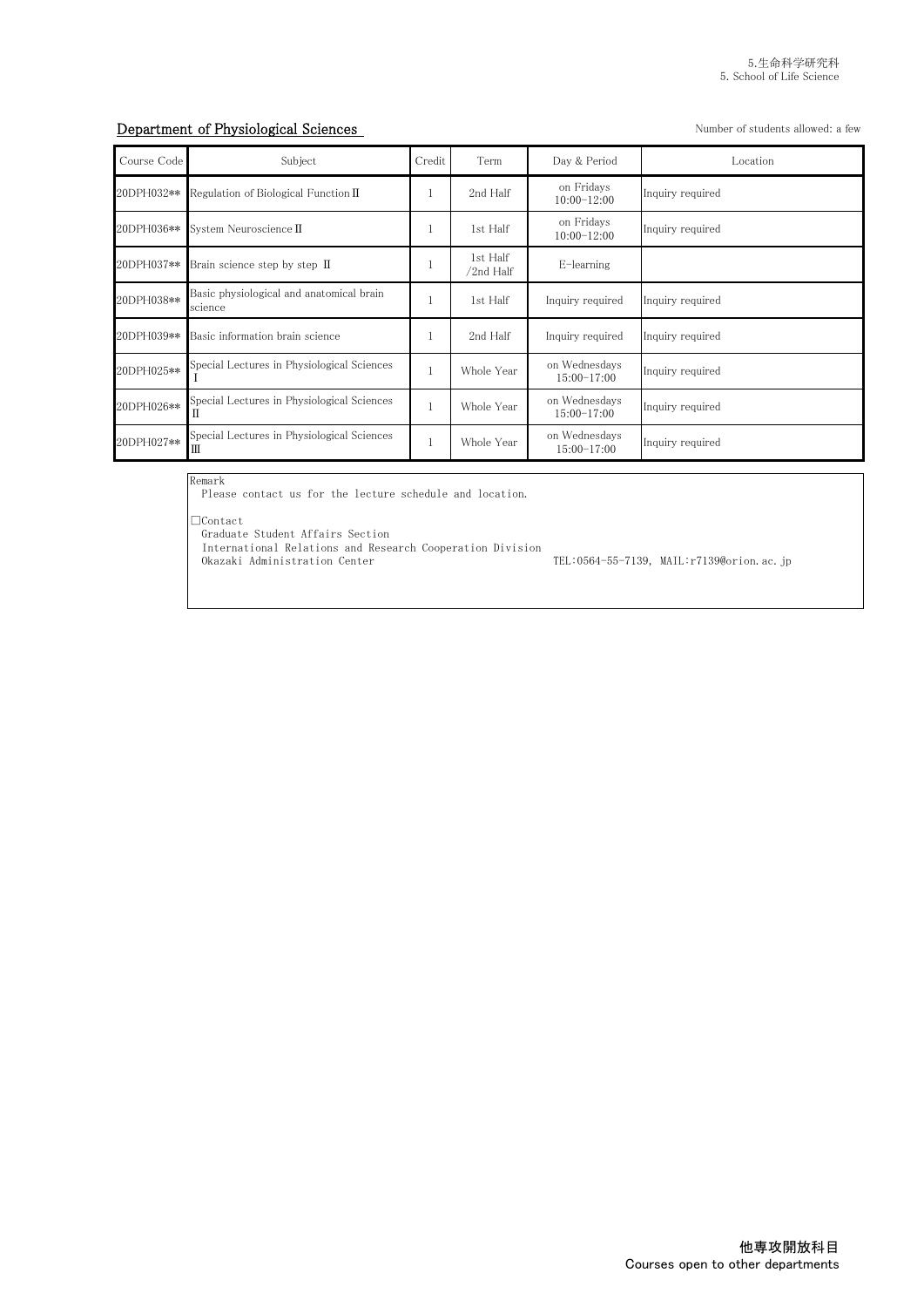5.生命科学研究科
5. School of Life Science

## Department of Physiological Sciences

Number of students allowed: a few

| Course Code | Subject | Credit | Term | Day & Period | Location |
|---|---|---|---|---|---|
| 20DPH032** | Regulation of Biological Function Ⅱ | 1 | 2nd Half | on Fridays 10:00-12:00 | Inquiry required |
| 20DPH036** | System Neuroscience Ⅱ | 1 | 1st Half | on Fridays 10:00-12:00 | Inquiry required |
| 20DPH037** | Brain science step by step Ⅱ | 1 | 1st Half /2nd Half | E-learning | |
| 20DPH038** | Basic physiological and anatomical brain science | 1 | 1st Half | Inquiry required | Inquiry required |
| 20DPH039** | Basic information brain science | 1 | 2nd Half | Inquiry required | Inquiry required |
| 20DPH025** | Special Lectures in Physiological Sciences Ⅰ | 1 | Whole Year | on Wednesdays 15:00-17:00 | Inquiry required |
| 20DPH026** | Special Lectures in Physiological Sciences Ⅱ | 1 | Whole Year | on Wednesdays 15:00-17:00 | Inquiry required |
| 20DPH027** | Special Lectures in Physiological Sciences Ⅲ | 1 | Whole Year | on Wednesdays 15:00-17:00 | Inquiry required |

Remark
Please contact us for the lecture schedule and location.

□Contact
Graduate Student Affairs Section
International Relations and Research Cooperation Division
Okazaki Administration Center TEL:0564-55-7139, MAIL:r7139@orion.ac.jp

他専攻開放科目
Courses open to other departments